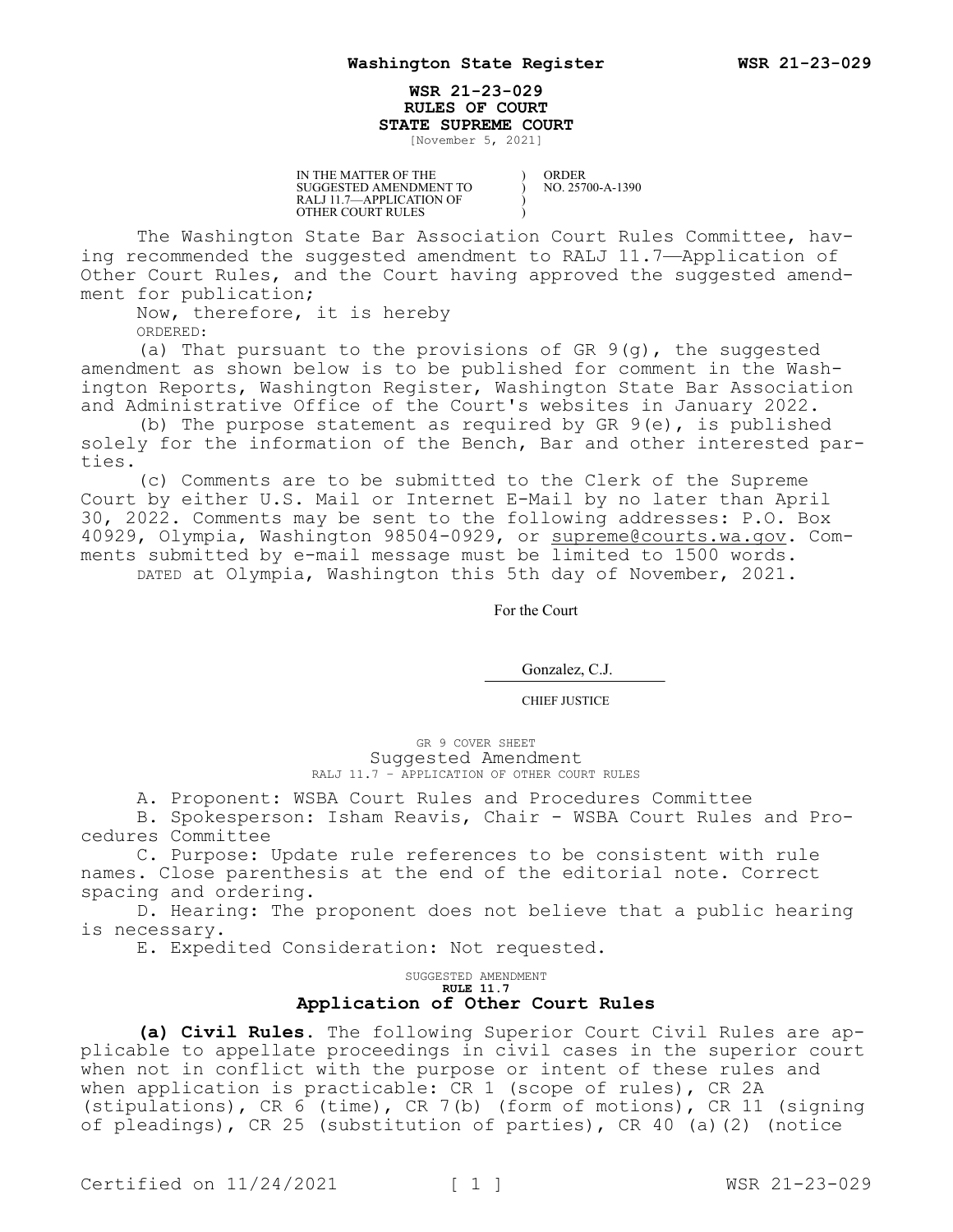# WSR 21-23-029
## RULES OF COURT
## STATE SUPREME COURT

[November 5, 2021]

| IN THE MATTER OF THE SUGGESTED AMENDMENT TO RALJ 11.7—APPLICATION OF OTHER COURT RULES | ) ) ) ) | ORDER NO. 25700-A-1390 |
|---|---|---|

The Washington State Bar Association Court Rules Committee, having recommended the suggested amendment to RALJ 11.7—Application of Other Court Rules, and the Court having approved the suggested amendment for publication;

Now, therefore, it is hereby

ORDERED:

(a) That pursuant to the provisions of GR 9(g), the suggested amendment as shown below is to be published for comment in the Washington Reports, Washington Register, Washington State Bar Association and Administrative Office of the Court's websites in January 2022.

(b) The purpose statement as required by GR 9(e), is published solely for the information of the Bench, Bar and other interested parties.

(c) Comments are to be submitted to the Clerk of the Supreme Court by either U.S. Mail or Internet E-Mail by no later than April 30, 2022. Comments may be sent to the following addresses: P.O. Box 40929, Olympia, Washington 98504-0929, or supreme@courts.wa.gov. Comments submitted by e-mail message must be limited to 1500 words.

DATED at Olympia, Washington this 5th day of November, 2021.

For the Court

Gonzalez, C.J.

CHIEF JUSTICE

GR 9 COVER SHEET

Suggested Amendment

RALJ 11.7 - APPLICATION OF OTHER COURT RULES

A. Proponent: WSBA Court Rules and Procedures Committee

B. Spokesperson: Isham Reavis, Chair - WSBA Court Rules and Procedures Committee

C. Purpose: Update rule references to be consistent with rule names. Close parenthesis at the end of the editorial note. Correct spacing and ordering.

D. Hearing: The proponent does not believe that a public hearing is necessary.

E. Expedited Consideration: Not requested.

SUGGESTED AMENDMENT

**RULE 11.7**

### Application of Other Court Rules

**(a) Civil Rules.** The following Superior Court Civil Rules are applicable to appellate proceedings in civil cases in the superior court when not in conflict with the purpose or intent of these rules and when application is practicable: CR 1 (scope of rules), CR 2A (stipulations), CR 6 (time), CR 7(b) (form of motions), CR 11 (signing of pleadings), CR 25 (substitution of parties), CR 40 (a)(2) (notice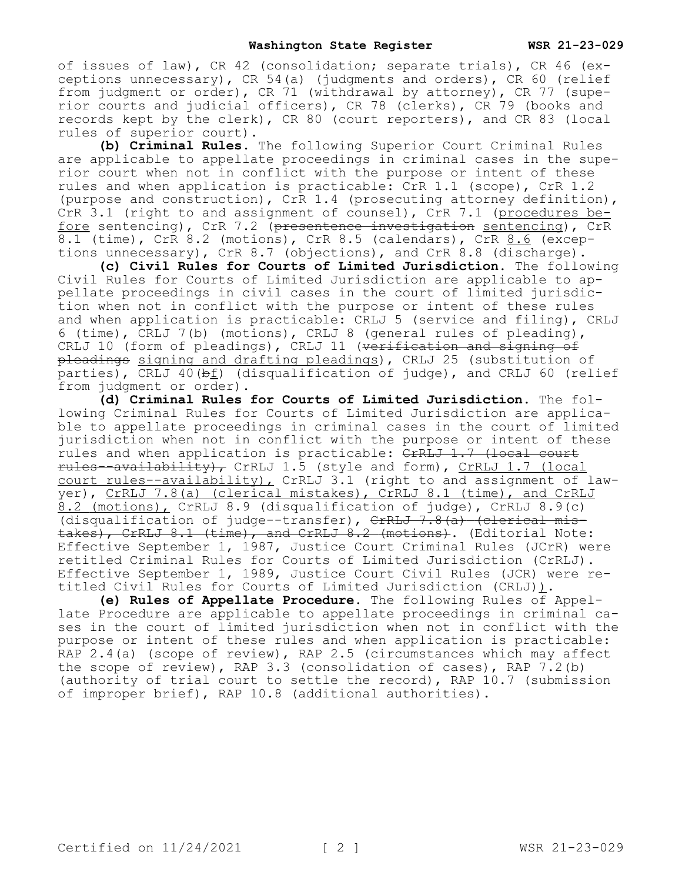of issues of law), CR 42 (consolidation; separate trials), CR 46 (exceptions unnecessary), CR 54(a) (judgments and orders), CR 60 (relief from judgment or order), CR 71 (withdrawal by attorney), CR 77 (superior courts and judicial officers), CR 78 (clerks), CR 79 (books and records kept by the clerk), CR 80 (court reporters), and CR 83 (local rules of superior court).

**(b) Criminal Rules.** The following Superior Court Criminal Rules are applicable to appellate proceedings in criminal cases in the superior court when not in conflict with the purpose or intent of these rules and when application is practicable: CrR 1.1 (scope), CrR 1.2 (purpose and construction), CrR 1.4 (prosecuting attorney definition), CrR 3.1 (right to and assignment of counsel), CrR 7.1 (procedures before sentencing), CrR 7.2 (~~presentence investigation~~ sentencing), CrR 8.1 (time), CrR 8.2 (motions), CrR 8.5 (calendars), CrR 8.6 (exceptions unnecessary), CrR 8.7 (objections), and CrR 8.8 (discharge).

**(c) Civil Rules for Courts of Limited Jurisdiction.** The following Civil Rules for Courts of Limited Jurisdiction are applicable to appellate proceedings in civil cases in the court of limited jurisdiction when not in conflict with the purpose or intent of these rules and when application is practicable: CRLJ 5 (service and filing), CRLJ 6 (time), CRLJ 7(b) (motions), CRLJ 8 (general rules of pleading), CRLJ 10 (form of pleadings), CRLJ 11 (~~verification and signing of pleadings~~ signing and drafting pleadings), CRLJ 25 (substitution of parties), CRLJ 40(~~b~~f) (disqualification of judge), and CRLJ 60 (relief from judgment or order).

**(d) Criminal Rules for Courts of Limited Jurisdiction.** The following Criminal Rules for Courts of Limited Jurisdiction are applicable to appellate proceedings in criminal cases in the court of limited jurisdiction when not in conflict with the purpose or intent of these rules and when application is practicable: ~~CrRLJ 1.7 (local court rules--availability),~~ CrRLJ 1.5 (style and form), CrRLJ 1.7 (local court rules--availability), CrRLJ 3.1 (right to and assignment of lawyer), CrRLJ 7.8(a) (clerical mistakes), CrRLJ 8.1 (time), and CrRLJ 8.2 (motions), CrRLJ 8.9 (disqualification of judge), CrRLJ 8.9(c) (disqualification of judge--transfer), ~~CrRLJ 7.8(a) (clerical mistakes), CrRLJ 8.1 (time), and CrRLJ 8.2 (motions)~~. (Editorial Note: Effective September 1, 1987, Justice Court Criminal Rules (JCrR) were retitled Criminal Rules for Courts of Limited Jurisdiction (CrRLJ). Effective September 1, 1989, Justice Court Civil Rules (JCR) were retitled Civil Rules for Courts of Limited Jurisdiction (CRLJ)).

**(e) Rules of Appellate Procedure.** The following Rules of Appellate Procedure are applicable to appellate proceedings in criminal cases in the court of limited jurisdiction when not in conflict with the purpose or intent of these rules and when application is practicable: RAP 2.4(a) (scope of review), RAP 2.5 (circumstances which may affect the scope of review), RAP 3.3 (consolidation of cases), RAP 7.2(b) (authority of trial court to settle the record), RAP 10.7 (submission of improper brief), RAP 10.8 (additional authorities).